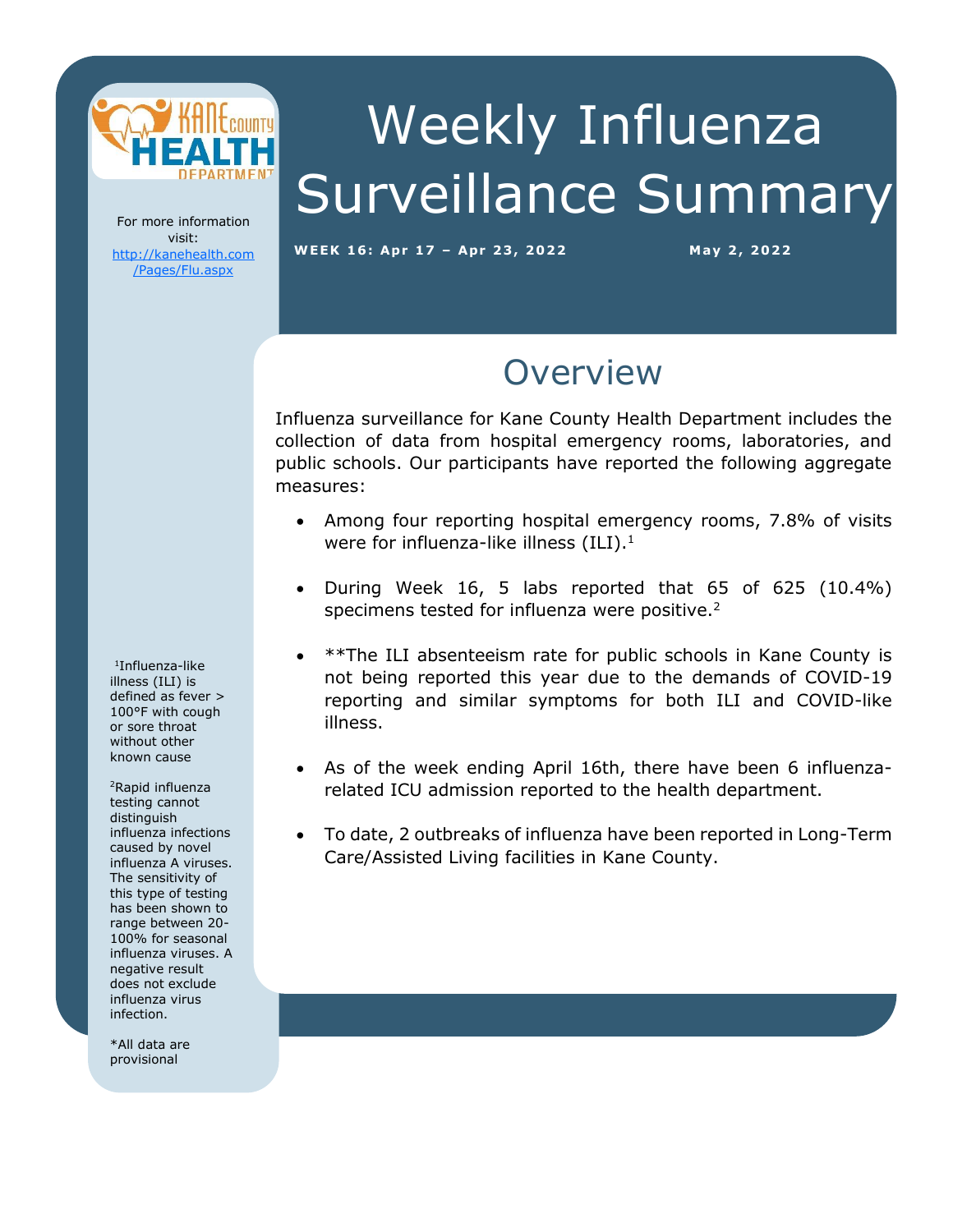# Weekly Influenza Surveillance Summary

**WEEK 16: Apr 17 – Apr 23, 2022** **May 2, 2022**

For more information visit: [http://kanehealth.com/Pages/Flu.aspx](http://kanehealth.com/Pages/Flu.aspx)

## Overview

Influenza surveillance for Kane County Health Department includes the collection of data from hospital emergency rooms, laboratories, and public schools. Our participants have reported the following aggregate measures:

- Among four reporting hospital emergency rooms, 7.8% of visits were for influenza-like illness (ILI).[1]
- During Week 16, 5 labs reported that 65 of 625 (10.4%) specimens tested for influenza were positive.[2]
- **The ILI absenteeism rate for public schools in Kane County is not being reported this year due to the demands of COVID-19 reporting and similar symptoms for both ILI and COVID-like illness.
- As of the week ending April 16th, there have been 6 influenza-related ICU admission reported to the health department.
- To date, 2 outbreaks of influenza have been reported in Long-Term Care/Assisted Living facilities in Kane County.

[1]Influenza-like illness (ILI) is defined as fever > 100°F with cough or sore throat without other known cause

[2]Rapid influenza testing cannot distinguish influenza infections caused by novel influenza A viruses. The sensitivity of this type of testing has been shown to range between 20-100% for seasonal influenza viruses. A negative result does not exclude influenza virus infection.

*All data are provisional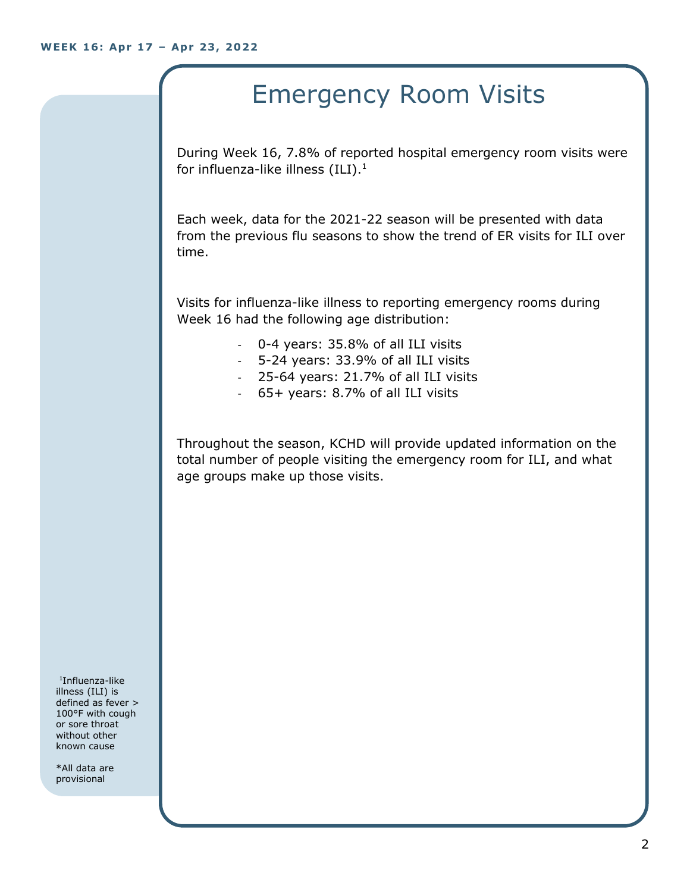WEEK 16: Apr 17 – Apr 23, 2022

# Emergency Room Visits

During Week 16, 7.8% of reported hospital emergency room visits were for influenza-like illness (ILI).[1]

Each week, data for the 2021-22 season will be presented with data from the previous flu seasons to show the trend of ER visits for ILI over time.

Visits for influenza-like illness to reporting emergency rooms during Week 16 had the following age distribution:

- 0-4 years: 35.8% of all ILI visits
- 5-24 years: 33.9% of all ILI visits
- 25-64 years: 21.7% of all ILI visits
- 65+ years: 8.7% of all ILI visits

Throughout the season, KCHD will provide updated information on the total number of people visiting the emergency room for ILI, and what age groups make up those visits.

[1]Influenza-like illness (ILI) is defined as fever > 100°F with cough or sore throat without other known cause

*All data are provisional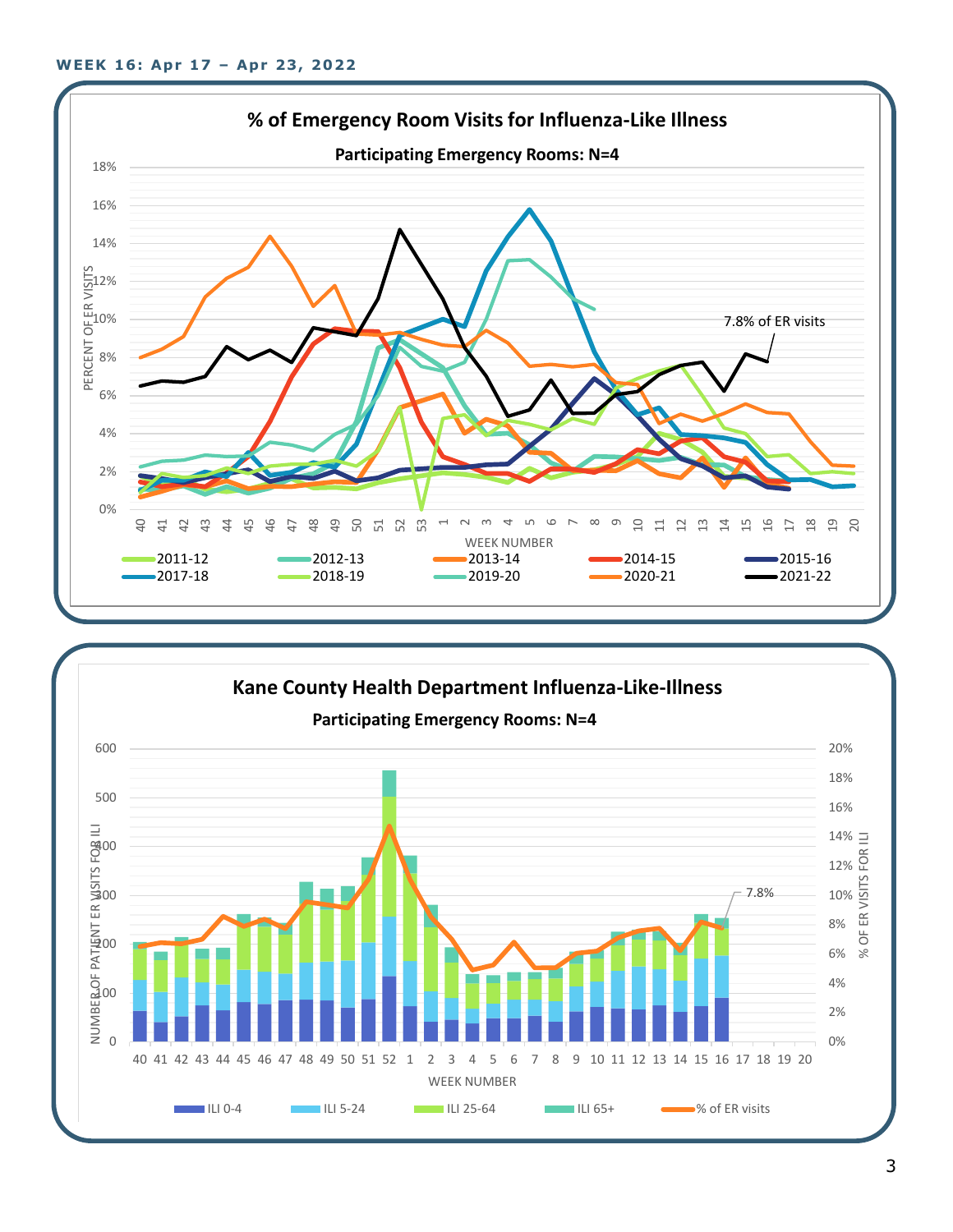**WEEK 16: Apr 17 – Apr 23, 2022**

## % of Emergency Room Visits for Influenza-Like Illness

**Participating Emergency Rooms: N=4**

PERCENT OF ER VISITS

18%, 16%, 14%, 12%, 10%, 8%, 6%, 4%, 2%, 0%

WEEK NUMBER: 40 41 42 43 44 45 46 47 48 49 50 51 52 53 1 2 3 4 5 6 7 8 9 10 11 12 13 14 15 16 17 18 19 20

7.8% of ER visits

2011-12, 2012-13, 2013-14, 2014-15, 2015-16, 2017-18, 2018-19, 2019-20, 2020-21, 2021-22

## Kane County Health Department Influenza-Like-Illness

**Participating Emergency Rooms: N=4**

NUMBER OF PATIENT ER VISITS FOR ILI: 0, 100, 200, 300, 400, 500, 600

% OF ER VISITS FOR ILI: 0%, 2%, 4%, 6%, 8%, 10%, 12%, 14%, 16%, 18%, 20%

WEEK NUMBER: 40 41 42 43 44 45 46 47 48 49 50 51 52 1 2 3 4 5 6 7 8 9 10 11 12 13 14 15 16 17 18 19 20

7.8%

ILI 0-4, ILI 5-24, ILI 25-64, ILI 65+, % of ER visits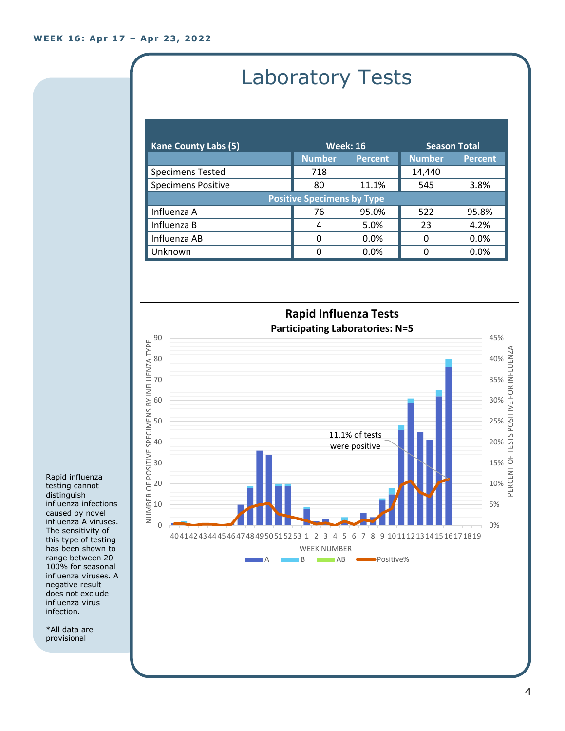WEEK 16: Apr 17 – Apr 23, 2022

# Laboratory Tests

| Kane County Labs (5) | Week: 16 | | Season Total | |
|---|---|---|---|---|
| | Number | Percent | Number | Percent |
| Specimens Tested | 718 | | 14,440 | |
| Specimens Positive | 80 | 11.1% | 545 | 3.8% |
| **Positive Specimens by Type** | | | | |
| Influenza A | 76 | 95.0% | 522 | 95.8% |
| Influenza B | 4 | 5.0% | 23 | 4.2% |
| Influenza AB | 0 | 0.0% | 0 | 0.0% |
| Unknown | 0 | 0.0% | 0 | 0.0% |

**Rapid Influenza Tests**
**Participating Laboratories: N=5**

11.1% of tests were positive

Rapid influenza testing cannot distinguish influenza infections caused by novel influenza A viruses. The sensitivity of this type of testing has been shown to range between 20-100% for seasonal influenza viruses. A negative result does not exclude influenza virus infection.

*All data are provisional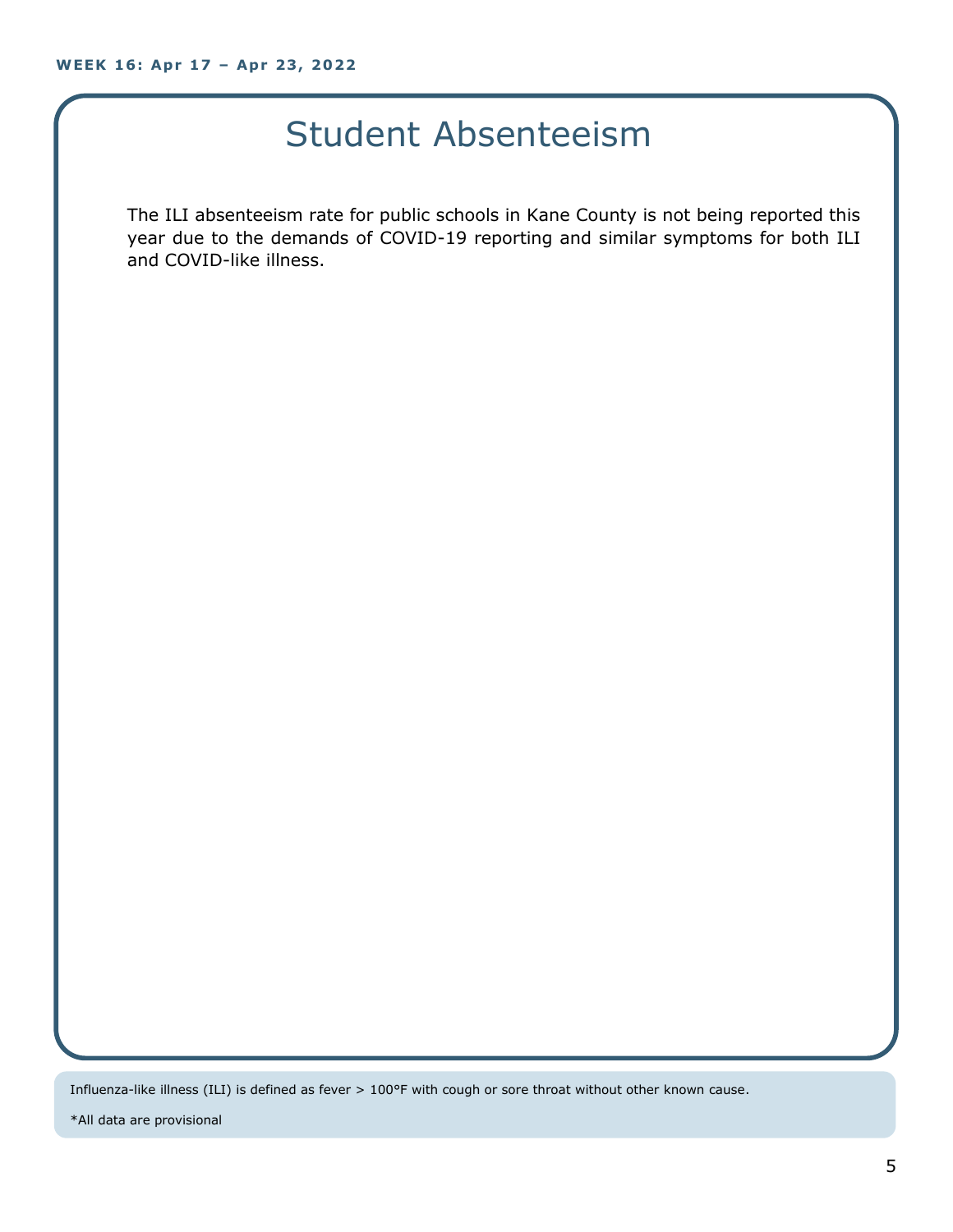# Student Absenteeism

The ILI absenteeism rate for public schools in Kane County is not being reported this year due to the demands of COVID-19 reporting and similar symptoms for both ILI and COVID-like illness.

Influenza-like illness (ILI) is defined as fever > 100°F with cough or sore throat without other known cause.

*All data are provisional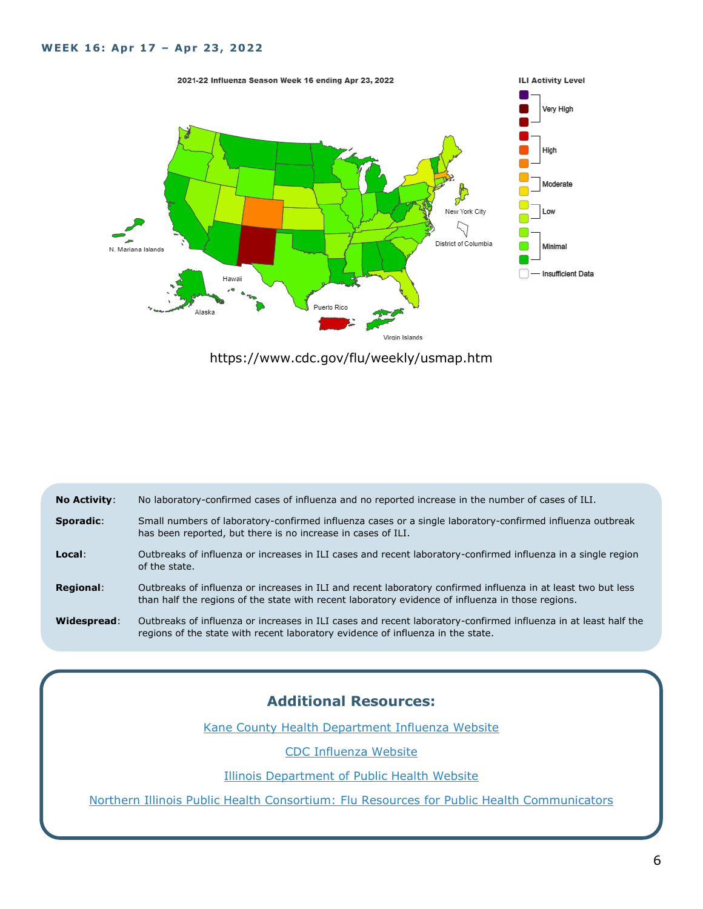### WEEK 16: Apr 17 – Apr 23, 2022

2021-22 Influenza Season Week 16 ending Apr 23, 2022

ILI Activity Level

Very High

High

Moderate

Low

Minimal

Insufficient Data

N. Mariana Islands

New York City

District of Columbia

Hawaii

Alaska

Puerto Rico

Virgin Islands

https://www.cdc.gov/flu/weekly/usmap.htm

| | |
|---|---|
| **No Activity**: | No laboratory-confirmed cases of influenza and no reported increase in the number of cases of ILI. |
| **Sporadic**: | Small numbers of laboratory-confirmed influenza cases or a single laboratory-confirmed influenza outbreak has been reported, but there is no increase in cases of ILI. |
| **Local**: | Outbreaks of influenza or increases in ILI cases and recent laboratory-confirmed influenza in a single region of the state. |
| **Regional**: | Outbreaks of influenza or increases in ILI and recent laboratory confirmed influenza in at least two but less than half the regions of the state with recent laboratory evidence of influenza in those regions. |
| **Widespread**: | Outbreaks of influenza or increases in ILI cases and recent laboratory-confirmed influenza in at least half the regions of the state with recent laboratory evidence of influenza in the state. |

## Additional Resources:

Kane County Health Department Influenza Website

CDC Influenza Website

Illinois Department of Public Health Website

Northern Illinois Public Health Consortium: Flu Resources for Public Health Communicators